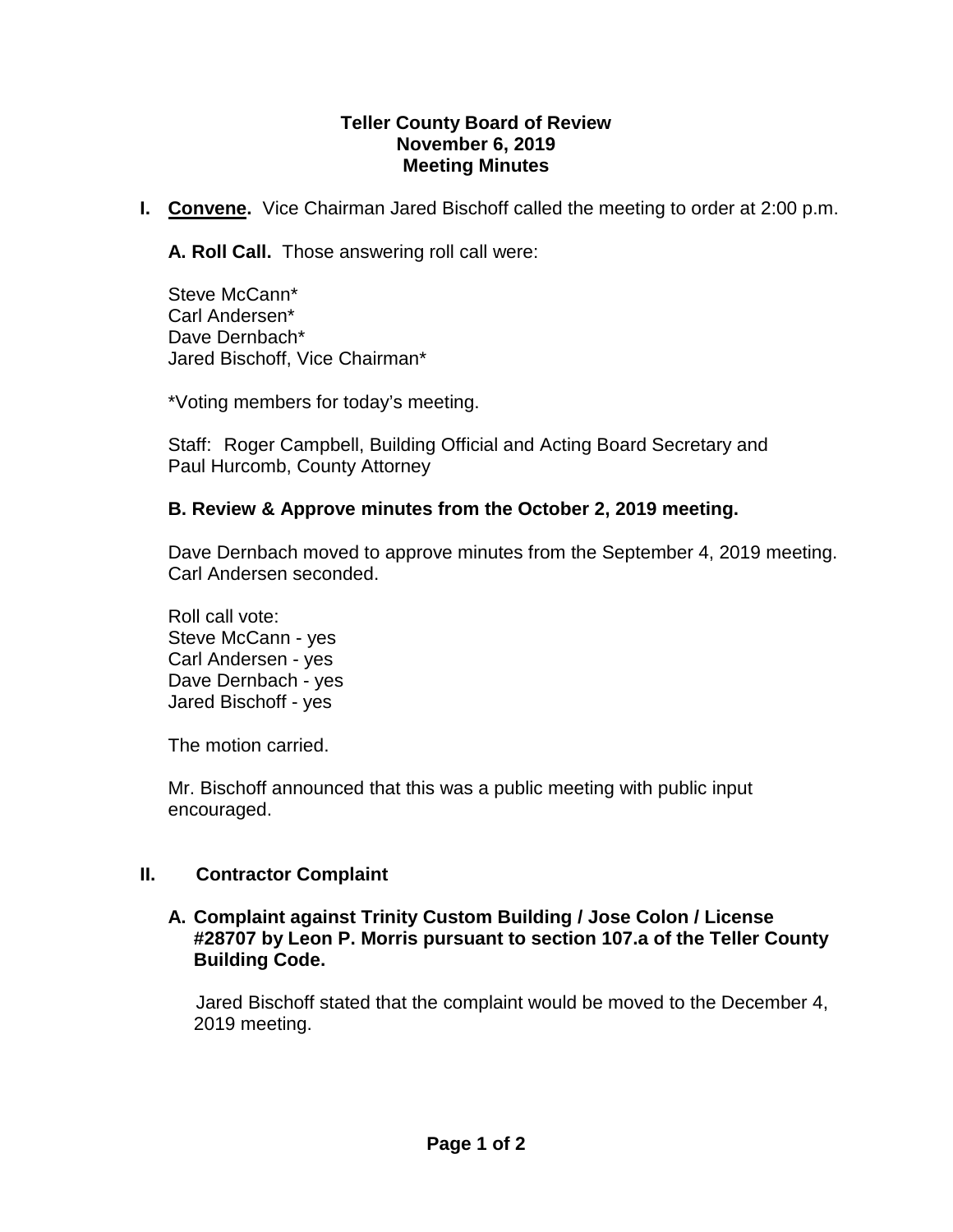**Teller County Board of Review**
**November 6, 2019**
**Meeting Minutes**

**I. Convene.** Vice Chairman Jared Bischoff called the meeting to order at 2:00 p.m.

**A. Roll Call.** Those answering roll call were:

Steve McCann*
Carl Andersen*
Dave Dernbach*
Jared Bischoff, Vice Chairman*

*Voting members for today's meeting.

Staff: Roger Campbell, Building Official and Acting Board Secretary and Paul Hurcomb, County Attorney

**B. Review & Approve minutes from the October 2, 2019 meeting.**

Dave Dernbach moved to approve minutes from the September 4, 2019 meeting. Carl Andersen seconded.

Roll call vote:
Steve McCann - yes
Carl Andersen - yes
Dave Dernbach - yes
Jared Bischoff - yes

The motion carried.

Mr. Bischoff announced that this was a public meeting with public input encouraged.

**II. Contractor Complaint**

**A. Complaint against Trinity Custom Building / Jose Colon / License #28707 by Leon P. Morris pursuant to section 107.a of the Teller County Building Code.**

Jared Bischoff stated that the complaint would be moved to the December 4, 2019 meeting.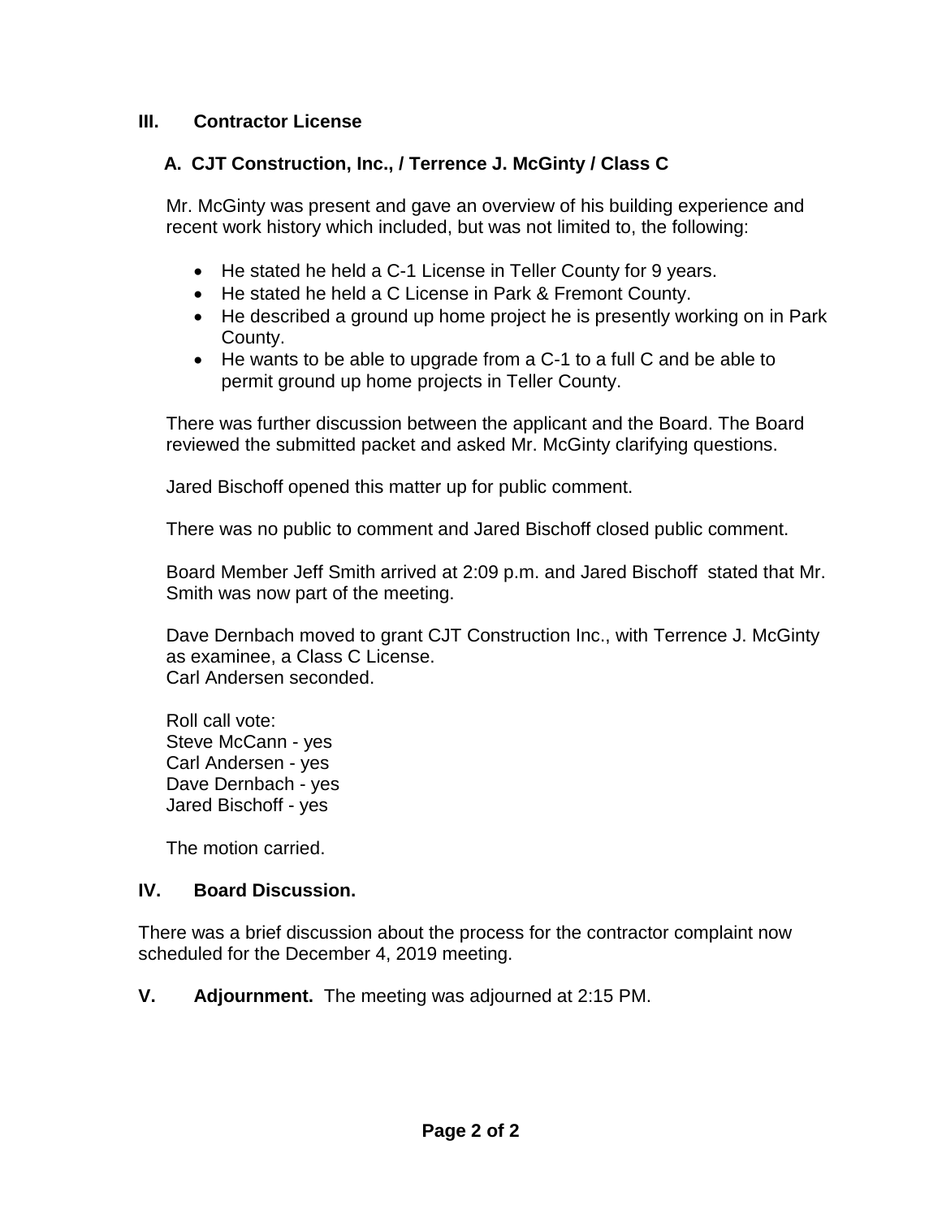## III. Contractor License

### A. CJT Construction, Inc., / Terrence J. McGinty / Class C

Mr. McGinty was present and gave an overview of his building experience and recent work history which included, but was not limited to, the following:

- He stated he held a C-1 License in Teller County for 9 years.
- He stated he held a C License in Park & Fremont County.
- He described a ground up home project he is presently working on in Park County.
- He wants to be able to upgrade from a C-1 to a full C and be able to permit ground up home projects in Teller County.

There was further discussion between the applicant and the Board. The Board reviewed the submitted packet and asked Mr. McGinty clarifying questions.

Jared Bischoff opened this matter up for public comment.

There was no public to comment and Jared Bischoff closed public comment.

Board Member Jeff Smith arrived at 2:09 p.m. and Jared Bischoff stated that Mr. Smith was now part of the meeting.

Dave Dernbach moved to grant CJT Construction Inc., with Terrence J. McGinty as examinee, a Class C License.
Carl Andersen seconded.

Roll call vote:
Steve McCann - yes
Carl Andersen - yes
Dave Dernbach - yes
Jared Bischoff - yes

The motion carried.

## IV. Board Discussion.

There was a brief discussion about the process for the contractor complaint now scheduled for the December 4, 2019 meeting.

**V. Adjournment.** The meeting was adjourned at 2:15 PM.